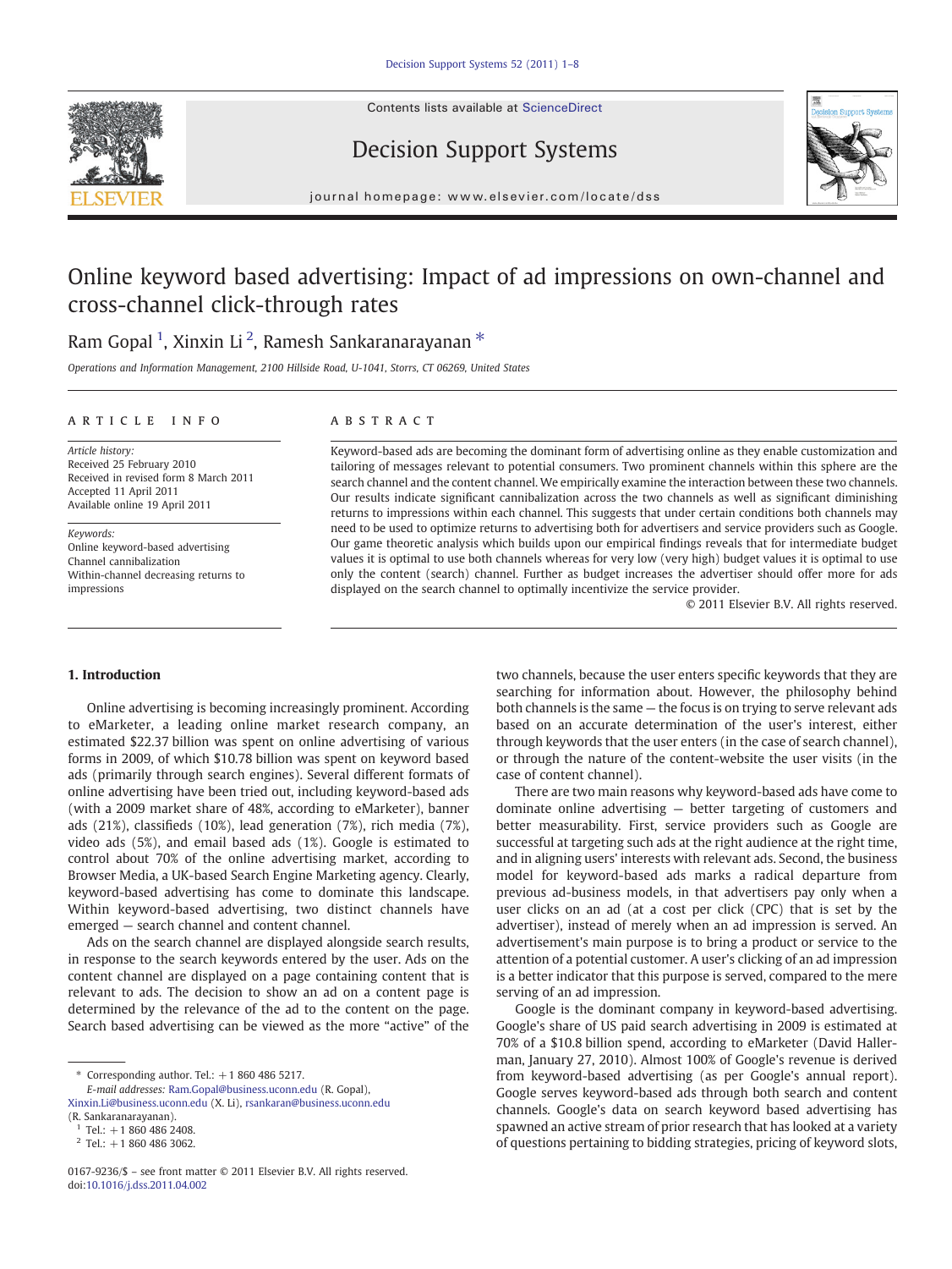# Online keyword based advertising: Impact of ad impressions on own-channel and cross-channel click-through rates

Ram Gopal [1], Xinxin Li [2], Ramesh Sankaranarayanan *

*Operations and Information Management, 2100 Hillside Road, U-1041, Storrs, CT 06269, United States*

## ARTICLE INFO

*Article history:*
Received 25 February 2010
Received in revised form 8 March 2011
Accepted 11 April 2011
Available online 19 April 2011

*Keywords:*
Online keyword-based advertising
Channel cannibalization
Within-channel decreasing returns to impressions

## ABSTRACT

Keyword-based ads are becoming the dominant form of advertising online as they enable customization and tailoring of messages relevant to potential consumers. Two prominent channels within this sphere are the search channel and the content channel. We empirically examine the interaction between these two channels. Our results indicate significant cannibalization across the two channels as well as significant diminishing returns to impressions within each channel. This suggests that under certain conditions both channels may need to be used to optimize returns to advertising both for advertisers and service providers such as Google. Our game theoretic analysis which builds upon our empirical findings reveals that for intermediate budget values it is optimal to use both channels whereas for very low (very high) budget values it is optimal to use only the content (search) channel. Further as budget increases the advertiser should offer more for ads displayed on the search channel to optimally incentivize the service provider.

© 2011 Elsevier B.V. All rights reserved.

## 1. Introduction

Online advertising is becoming increasingly prominent. According to eMarketer, a leading online market research company, an estimated $22.37 billion was spent on online advertising of various forms in 2009, of which $10.78 billion was spent on keyword based ads (primarily through search engines). Several different formats of online advertising have been tried out, including keyword-based ads (with a 2009 market share of 48%, according to eMarketer), banner ads (21%), classifieds (10%), lead generation (7%), rich media (7%), video ads (5%), and email based ads (1%). Google is estimated to control about 70% of the online advertising market, according to Browser Media, a UK-based Search Engine Marketing agency. Clearly, keyword-based advertising has come to dominate this landscape. Within keyword-based advertising, two distinct channels have emerged — search channel and content channel.

Ads on the search channel are displayed alongside search results, in response to the search keywords entered by the user. Ads on the content channel are displayed on a page containing content that is relevant to ads. The decision to show an ad on a content page is determined by the relevance of the ad to the content on the page. Search based advertising can be viewed as the more "active" of the two channels, because the user enters specific keywords that they are searching for information about. However, the philosophy behind both channels is the same — the focus is on trying to serve relevant ads based on an accurate determination of the user's interest, either through keywords that the user enters (in the case of search channel), or through the nature of the content-website the user visits (in the case of content channel).

There are two main reasons why keyword-based ads have come to dominate online advertising — better targeting of customers and better measurability. First, service providers such as Google are successful at targeting such ads at the right audience at the right time, and in aligning users' interests with relevant ads. Second, the business model for keyword-based ads marks a radical departure from previous ad-business models, in that advertisers pay only when a user clicks on an ad (at a cost per click (CPC) that is set by the advertiser), instead of merely when an ad impression is served. An advertisement's main purpose is to bring a product or service to the attention of a potential customer. A user's clicking of an ad impression is a better indicator that this purpose is served, compared to the mere serving of an ad impression.

Google is the dominant company in keyword-based advertising. Google's share of US paid search advertising in 2009 is estimated at 70% of a $10.8 billion spend, according to eMarketer (David Hallerman, January 27, 2010). Almost 100% of Google's revenue is derived from keyword-based advertising (as per Google's annual report). Google serves keyword-based ads through both search and content channels. Google's data on search keyword based advertising has spawned an active stream of prior research that has looked at a variety of questions pertaining to bidding strategies, pricing of keyword slots,

---

* Corresponding author. Tel.: +1 860 486 5217.
*E-mail addresses:* Ram.Gopal@business.uconn.edu (R. Gopal), Xinxin.Li@business.uconn.edu (X. Li), rsankaran@business.uconn.edu (R. Sankaranarayanan).

[1] Tel.: +1 860 486 2408.

[2] Tel.: +1 860 486 3062.

0167-9236/$ – see front matter © 2011 Elsevier B.V. All rights reserved.
doi:10.1016/j.dss.2011.04.002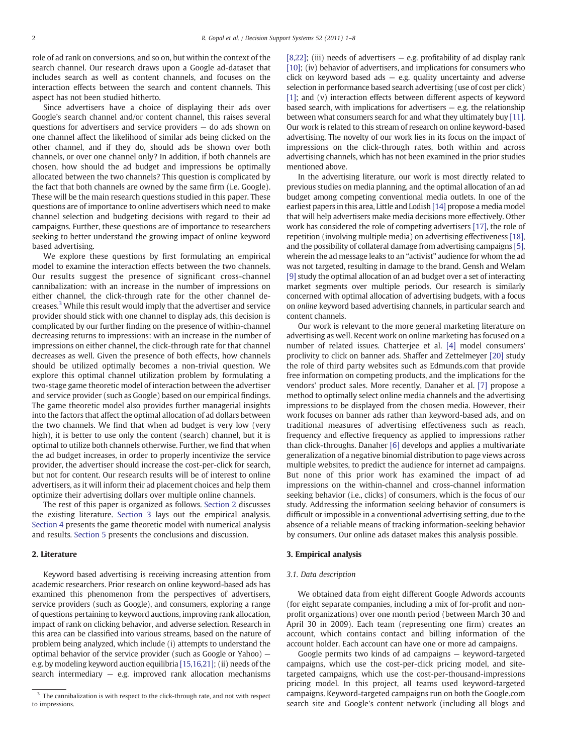role of ad rank on conversions, and so on, but within the context of the search channel. Our research draws upon a Google ad-dataset that includes search as well as content channels, and focuses on the interaction effects between the search and content channels. This aspect has not been studied hitherto.

Since advertisers have a choice of displaying their ads over Google's search channel and/or content channel, this raises several questions for advertisers and service providers — do ads shown on one channel affect the likelihood of similar ads being clicked on the other channel, and if they do, should ads be shown over both channels, or over one channel only? In addition, if both channels are chosen, how should the ad budget and impressions be optimally allocated between the two channels? This question is complicated by the fact that both channels are owned by the same firm (i.e. Google). These will be the main research questions studied in this paper. These questions are of importance to online advertisers which need to make channel selection and budgeting decisions with regard to their ad campaigns. Further, these questions are of importance to researchers seeking to better understand the growing impact of online keyword based advertising.

We explore these questions by first formulating an empirical model to examine the interaction effects between the two channels. Our results suggest the presence of significant cross-channel cannibalization: with an increase in the number of impressions on either channel, the click-through rate for the other channel decreases.[3] While this result would imply that the advertiser and service provider should stick with one channel to display ads, this decision is complicated by our further finding on the presence of within-channel decreasing returns to impressions: with an increase in the number of impressions on either channel, the click-through rate for that channel decreases as well. Given the presence of both effects, how channels should be utilized optimally becomes a non-trivial question. We explore this optimal channel utilization problem by formulating a two-stage game theoretic model of interaction between the advertiser and service provider (such as Google) based on our empirical findings. The game theoretic model also provides further managerial insights into the factors that affect the optimal allocation of ad dollars between the two channels. We find that when ad budget is very low (very high), it is better to use only the content (search) channel, but it is optimal to utilize both channels otherwise. Further, we find that when the ad budget increases, in order to properly incentivize the service provider, the advertiser should increase the cost-per-click for search, but not for content. Our research results will be of interest to online advertisers, as it will inform their ad placement choices and help them optimize their advertising dollars over multiple online channels.

The rest of this paper is organized as follows. Section 2 discusses the existing literature. Section 3 lays out the empirical analysis. Section 4 presents the game theoretic model with numerical analysis and results. Section 5 presents the conclusions and discussion.

## 2. Literature

Keyword based advertising is receiving increasing attention from academic researchers. Prior research on online keyword-based ads has examined this phenomenon from the perspectives of advertisers, service providers (such as Google), and consumers, exploring a range of questions pertaining to keyword auctions, improving rank allocation, impact of rank on clicking behavior, and adverse selection. Research in this area can be classified into various streams, based on the nature of problem being analyzed, which include (i) attempts to understand the optimal behavior of the service provider (such as Google or Yahoo) — e.g. by modeling keyword auction equilibria [15,16,21]; (ii) needs of the search intermediary — e.g. improved rank allocation mechanisms [8,22]; (iii) needs of advertisers — e.g. profitability of ad display rank [10]; (iv) behavior of advertisers, and implications for consumers who click on keyword based ads — e.g. quality uncertainty and adverse selection in performance based search advertising (use of cost per click) [1]; and (v) interaction effects between different aspects of keyword based search, with implications for advertisers — e.g. the relationship between what consumers search for and what they ultimately buy [11]. Our work is related to this stream of research on online keyword-based advertising. The novelty of our work lies in its focus on the impact of impressions on the click-through rates, both within and across advertising channels, which has not been examined in the prior studies mentioned above.

In the advertising literature, our work is most directly related to previous studies on media planning, and the optimal allocation of an ad budget among competing conventional media outlets. In one of the earliest papers in this area, Little and Lodish [14] propose a media model that will help advertisers make media decisions more effectively. Other work has considered the role of competing advertisers [17], the role of repetition (involving multiple media) on advertising effectiveness [18], and the possibility of collateral damage from advertising campaigns [5], wherein the ad message leaks to an "activist" audience for whom the ad was not targeted, resulting in damage to the brand. Gensh and Welam [9] study the optimal allocation of an ad budget over a set of interacting market segments over multiple periods. Our research is similarly concerned with optimal allocation of advertising budgets, with a focus on *online* keyword based advertising channels, in particular search and content channels.

Our work is relevant to the more general marketing literature on advertising as well. Recent work on online marketing has focused on a number of related issues. Chatterjee et al. [4] model consumers' proclivity to click on banner ads. Shaffer and Zettelmeyer [20] study the role of third party websites such as Edmunds.com that provide free information on competing products, and the implications for the vendors' product sales. More recently, Danaher et al. [7] propose a method to optimally select online media channels and the advertising impressions to be displayed from the chosen media. However, their work focuses on banner ads rather than keyword-based ads, and on traditional measures of advertising effectiveness such as reach, frequency and effective frequency as applied to impressions rather than click-throughs. Danaher [6] develops and applies a multivariate generalization of a negative binomial distribution to page views across multiple websites, to predict the audience for internet ad campaigns. But none of this prior work has examined the impact of ad impressions on the within-channel and cross-channel information seeking behavior (i.e., clicks) of consumers, which is the focus of our study. Addressing the information seeking behavior of consumers is difficult or impossible in a conventional advertising setting, due to the absence of a reliable means of tracking information-seeking behavior by consumers. Our online ads dataset makes this analysis possible.

## 3. Empirical analysis

### 3.1. Data description

We obtained data from eight different Google Adwords accounts (for eight separate companies, including a mix of for-profit and non-profit organizations) over one month period (between March 30 and April 30 in 2009). Each team (representing one firm) creates an account, which contains contact and billing information of the account holder. Each account can have one or more ad campaigns.

Google permits two kinds of ad campaigns — keyword-targeted campaigns, which use the cost-per-click pricing model, and site-targeted campaigns, which use the cost-per-thousand-impressions pricing model. In this project, all teams used keyword-targeted campaigns. Keyword-targeted campaigns run on both the Google.com search site and Google's content network (including all blogs and

[3] The cannibalization is with respect to the click-through rate, and not with respect to impressions.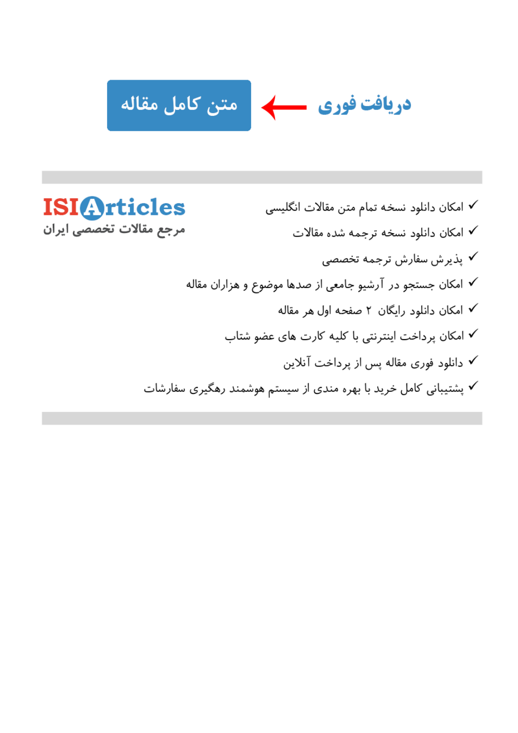دریافت فوری ← متن کامل مقاله

**ISIArticles**
مرجع مقالات تخصصی ایران

- ✓ امکان دانلود نسخه تمام متن مقالات انگلیسی
- ✓ امکان دانلود نسخه ترجمه شده مقالات
- ✓ پذیرش سفارش ترجمه تخصصی
- ✓ امکان جستجو در آرشیو جامعی از صدها موضوع و هزاران مقاله
- ✓ امکان دانلود رایگان ۲ صفحه اول هر مقاله
- ✓ امکان پرداخت اینترنتی با کلیه کارت های عضو شتاب
- ✓ دانلود فوری مقاله پس از پرداخت آنلاین
- ✓ پشتیبانی کامل خرید با بهره مندی از سیستم هوشمند رهگیری سفارشات